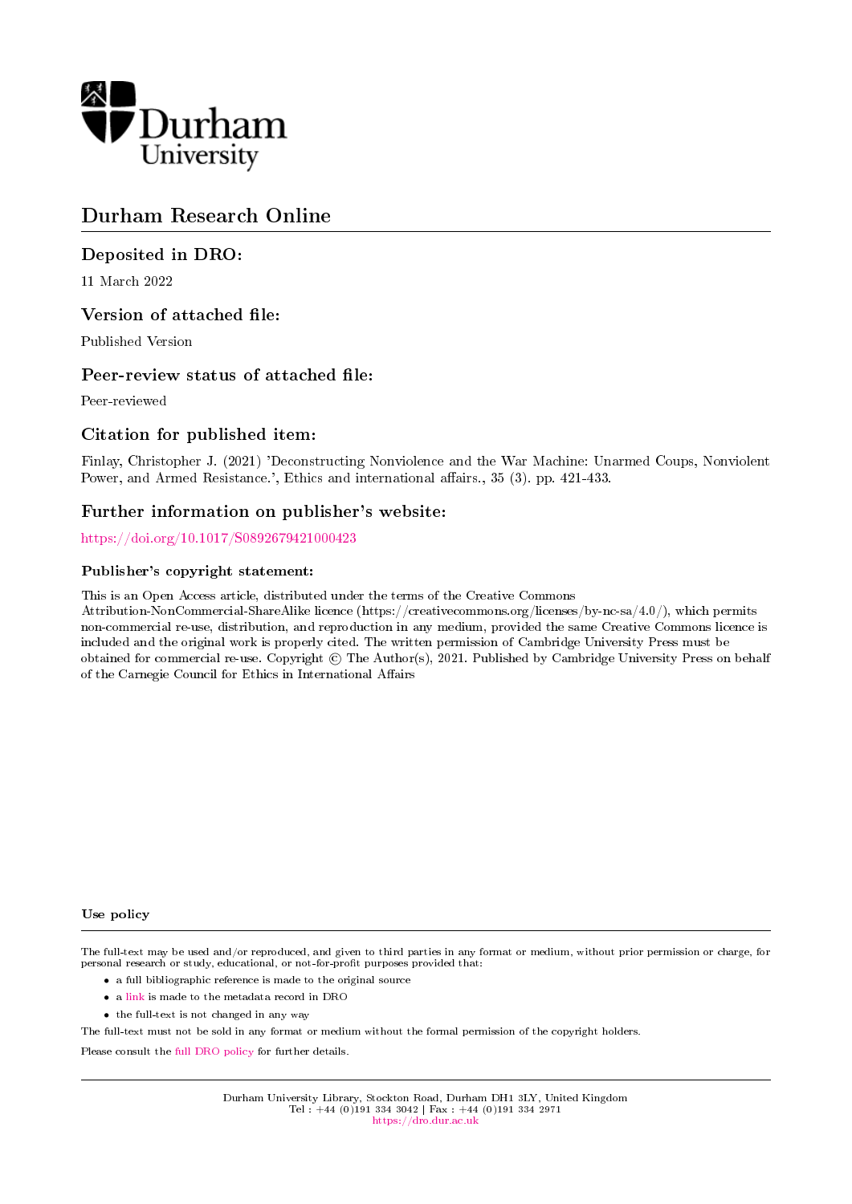Durham University

# Durham Research Online

## Deposited in DRO:

11 March 2022

## Version of attached file:

Published Version

## Peer-review status of attached file:

Peer-reviewed

## Citation for published item:

Finlay, Christopher J. (2021) 'Deconstructing Nonviolence and the War Machine: Unarmed Coups, Nonviolent Power, and Armed Resistance.', Ethics and international affairs., 35 (3). pp. 421-433.

## Further information on publisher's website:

https://doi.org/10.1017/S0892679421000423

### Publisher's copyright statement:

This is an Open Access article, distributed under the terms of the Creative Commons Attribution-NonCommercial-ShareAlike licence (https://creativecommons.org/licenses/by-nc-sa/4.0/), which permits non-commercial re-use, distribution, and reproduction in any medium, provided the same Creative Commons licence is included and the original work is properly cited. The written permission of Cambridge University Press must be obtained for commercial re-use. Copyright © The Author(s), 2021. Published by Cambridge University Press on behalf of the Carnegie Council for Ethics in International Affairs

### Use policy

The full-text may be used and/or reproduced, and given to third parties in any format or medium, without prior permission or charge, for personal research or study, educational, or not-for-profit purposes provided that:

- a full bibliographic reference is made to the original source
- a link is made to the metadata record in DRO
- the full-text is not changed in any way

The full-text must not be sold in any format or medium without the formal permission of the copyright holders.

Please consult the full DRO policy for further details.

Durham University Library, Stockton Road, Durham DH1 3LY, United Kingdom
Tel : +44 (0)191 334 3042 | Fax : +44 (0)191 334 2971
https://dro.dur.ac.uk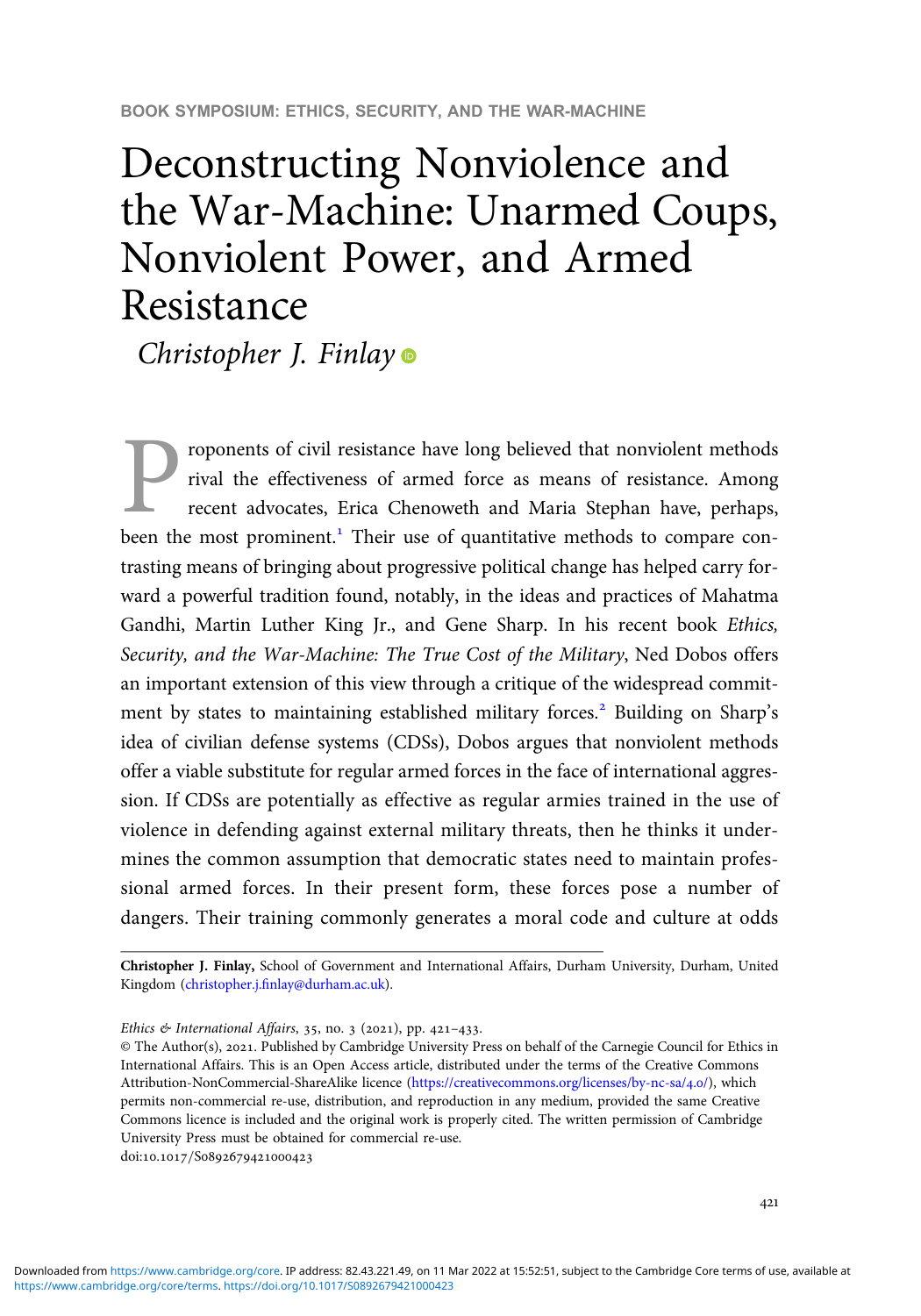BOOK SYMPOSIUM: ETHICS, SECURITY, AND THE WAR-MACHINE

# Deconstructing Nonviolence and the War-Machine: Unarmed Coups, Nonviolent Power, and Armed Resistance

*Christopher J. Finlay*

Proponents of civil resistance have long believed that nonviolent methods rival the effectiveness of armed force as means of resistance. Among recent advocates, Erica Chenoweth and Maria Stephan have, perhaps, been the most prominent.[1] Their use of quantitative methods to compare contrasting means of bringing about progressive political change has helped carry forward a powerful tradition found, notably, in the ideas and practices of Mahatma Gandhi, Martin Luther King Jr., and Gene Sharp. In his recent book *Ethics, Security, and the War-Machine: The True Cost of the Military*, Ned Dobos offers an important extension of this view through a critique of the widespread commitment by states to maintaining established military forces.[2] Building on Sharp's idea of civilian defense systems (CDSs), Dobos argues that nonviolent methods offer a viable substitute for regular armed forces in the face of international aggression. If CDSs are potentially as effective as regular armies trained in the use of violence in defending against external military threats, then he thinks it undermines the common assumption that democratic states need to maintain professional armed forces. In their present form, these forces pose a number of dangers. Their training commonly generates a moral code and culture at odds

---

**Christopher J. Finlay,** School of Government and International Affairs, Durham University, Durham, United Kingdom (christopher.j.finlay@durham.ac.uk).

*Ethics & International Affairs*, 35, no. 3 (2021), pp. 421–433.
© The Author(s), 2021. Published by Cambridge University Press on behalf of the Carnegie Council for Ethics in International Affairs. This is an Open Access article, distributed under the terms of the Creative Commons Attribution-NonCommercial-ShareAlike licence (https://creativecommons.org/licenses/by-nc-sa/4.0/), which permits non-commercial re-use, distribution, and reproduction in any medium, provided the same Creative Commons licence is included and the original work is properly cited. The written permission of Cambridge University Press must be obtained for commercial re-use.
doi:10.1017/S0892679421000423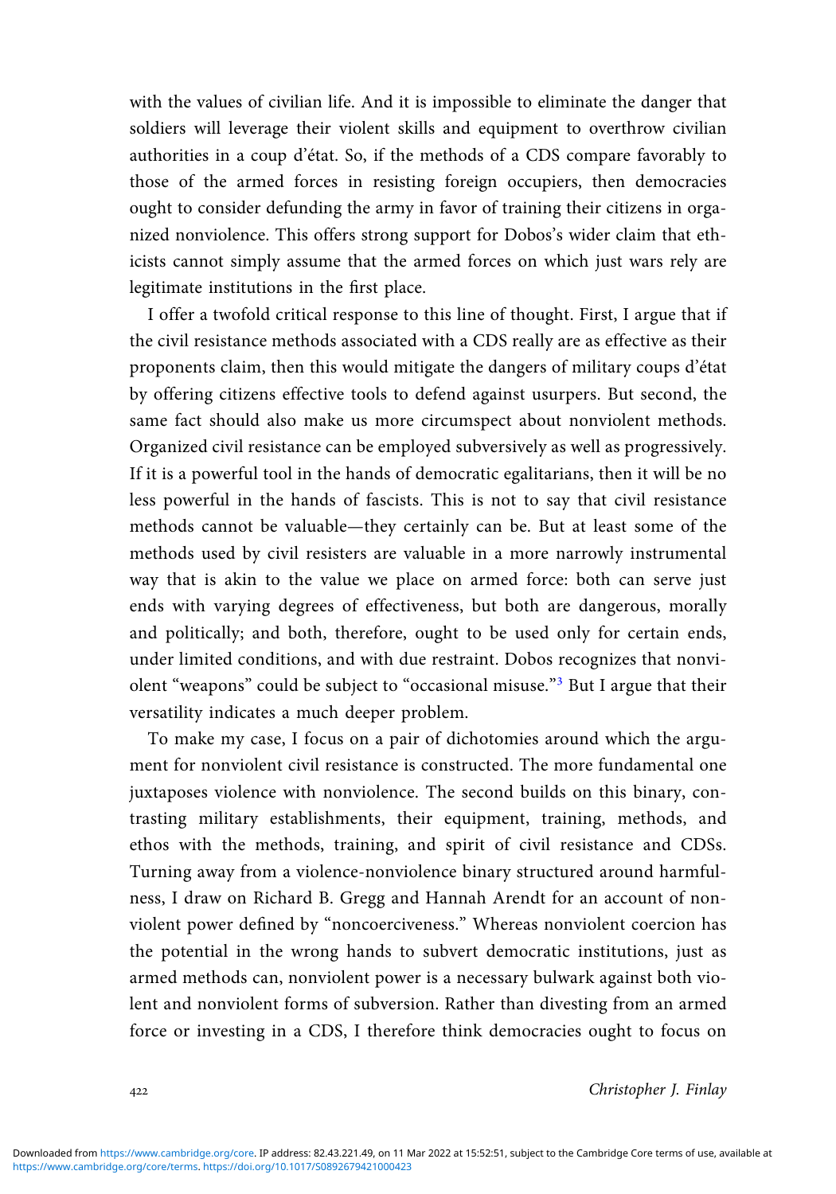with the values of civilian life. And it is impossible to eliminate the danger that soldiers will leverage their violent skills and equipment to overthrow civilian authorities in a coup d'état. So, if the methods of a CDS compare favorably to those of the armed forces in resisting foreign occupiers, then democracies ought to consider defunding the army in favor of training their citizens in organized nonviolence. This offers strong support for Dobos's wider claim that ethicists cannot simply assume that the armed forces on which just wars rely are legitimate institutions in the first place.

I offer a twofold critical response to this line of thought. First, I argue that if the civil resistance methods associated with a CDS really are as effective as their proponents claim, then this would mitigate the dangers of military coups d'état by offering citizens effective tools to defend against usurpers. But second, the same fact should also make us more circumspect about nonviolent methods. Organized civil resistance can be employed subversively as well as progressively. If it is a powerful tool in the hands of democratic egalitarians, then it will be no less powerful in the hands of fascists. This is not to say that civil resistance methods cannot be valuable—they certainly can be. But at least some of the methods used by civil resisters are valuable in a more narrowly instrumental way that is akin to the value we place on armed force: both can serve just ends with varying degrees of effectiveness, but both are dangerous, morally and politically; and both, therefore, ought to be used only for certain ends, under limited conditions, and with due restraint. Dobos recognizes that nonviolent "weapons" could be subject to "occasional misuse."[3] But I argue that their versatility indicates a much deeper problem.

To make my case, I focus on a pair of dichotomies around which the argument for nonviolent civil resistance is constructed. The more fundamental one juxtaposes violence with nonviolence. The second builds on this binary, contrasting military establishments, their equipment, training, methods, and ethos with the methods, training, and spirit of civil resistance and CDSs. Turning away from a violence-nonviolence binary structured around harmfulness, I draw on Richard B. Gregg and Hannah Arendt for an account of nonviolent power defined by "noncoerciveness." Whereas nonviolent coercion has the potential in the wrong hands to subvert democratic institutions, just as armed methods can, nonviolent power is a necessary bulwark against both violent and nonviolent forms of subversion. Rather than divesting from an armed force or investing in a CDS, I therefore think democracies ought to focus on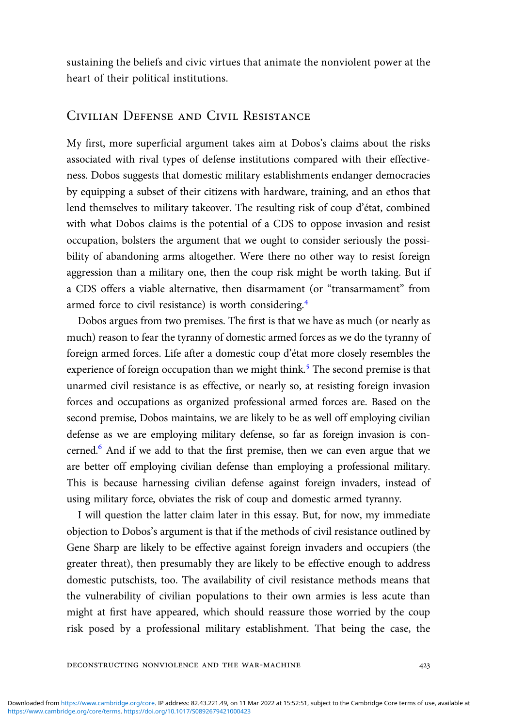sustaining the beliefs and civic virtues that animate the nonviolent power at the heart of their political institutions.

## Civilian Defense and Civil Resistance

My first, more superficial argument takes aim at Dobos's claims about the risks associated with rival types of defense institutions compared with their effectiveness. Dobos suggests that domestic military establishments endanger democracies by equipping a subset of their citizens with hardware, training, and an ethos that lend themselves to military takeover. The resulting risk of coup d'état, combined with what Dobos claims is the potential of a CDS to oppose invasion and resist occupation, bolsters the argument that we ought to consider seriously the possibility of abandoning arms altogether. Were there no other way to resist foreign aggression than a military one, then the coup risk might be worth taking. But if a CDS offers a viable alternative, then disarmament (or "transarmament" from armed force to civil resistance) is worth considering.[4]

Dobos argues from two premises. The first is that we have as much (or nearly as much) reason to fear the tyranny of domestic armed forces as we do the tyranny of foreign armed forces. Life after a domestic coup d'état more closely resembles the experience of foreign occupation than we might think.[5] The second premise is that unarmed civil resistance is as effective, or nearly so, at resisting foreign invasion forces and occupations as organized professional armed forces are. Based on the second premise, Dobos maintains, we are likely to be as well off employing civilian defense as we are employing military defense, so far as foreign invasion is concerned.[6] And if we add to that the first premise, then we can even argue that we are better off employing civilian defense than employing a professional military. This is because harnessing civilian defense against foreign invaders, instead of using military force, obviates the risk of coup and domestic armed tyranny.

I will question the latter claim later in this essay. But, for now, my immediate objection to Dobos's argument is that if the methods of civil resistance outlined by Gene Sharp are likely to be effective against foreign invaders and occupiers (the greater threat), then presumably they are likely to be effective enough to address domestic putschists, too. The availability of civil resistance methods means that the vulnerability of civilian populations to their own armies is less acute than might at first have appeared, which should reassure those worried by the coup risk posed by a professional military establishment. That being the case, the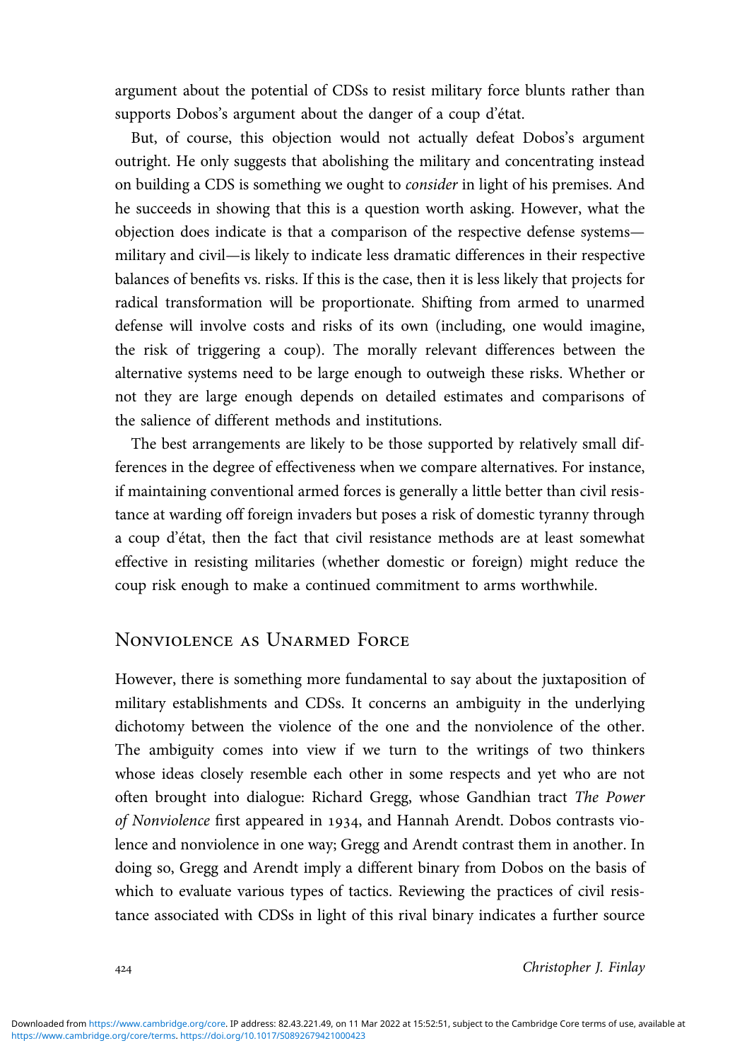argument about the potential of CDSs to resist military force blunts rather than supports Dobos's argument about the danger of a coup d'état.

But, of course, this objection would not actually defeat Dobos's argument outright. He only suggests that abolishing the military and concentrating instead on building a CDS is something we ought to *consider* in light of his premises. And he succeeds in showing that this is a question worth asking. However, what the objection does indicate is that a comparison of the respective defense systems—military and civil—is likely to indicate less dramatic differences in their respective balances of benefits vs. risks. If this is the case, then it is less likely that projects for radical transformation will be proportionate. Shifting from armed to unarmed defense will involve costs and risks of its own (including, one would imagine, the risk of triggering a coup). The morally relevant differences between the alternative systems need to be large enough to outweigh these risks. Whether or not they are large enough depends on detailed estimates and comparisons of the salience of different methods and institutions.

The best arrangements are likely to be those supported by relatively small differences in the degree of effectiveness when we compare alternatives. For instance, if maintaining conventional armed forces is generally a little better than civil resistance at warding off foreign invaders but poses a risk of domestic tyranny through a coup d'état, then the fact that civil resistance methods are at least somewhat effective in resisting militaries (whether domestic or foreign) might reduce the coup risk enough to make a continued commitment to arms worthwhile.

## Nonviolence as Unarmed Force

However, there is something more fundamental to say about the juxtaposition of military establishments and CDSs. It concerns an ambiguity in the underlying dichotomy between the violence of the one and the nonviolence of the other. The ambiguity comes into view if we turn to the writings of two thinkers whose ideas closely resemble each other in some respects and yet who are not often brought into dialogue: Richard Gregg, whose Gandhian tract *The Power of Nonviolence* first appeared in 1934, and Hannah Arendt. Dobos contrasts violence and nonviolence in one way; Gregg and Arendt contrast them in another. In doing so, Gregg and Arendt imply a different binary from Dobos on the basis of which to evaluate various types of tactics. Reviewing the practices of civil resistance associated with CDSs in light of this rival binary indicates a further source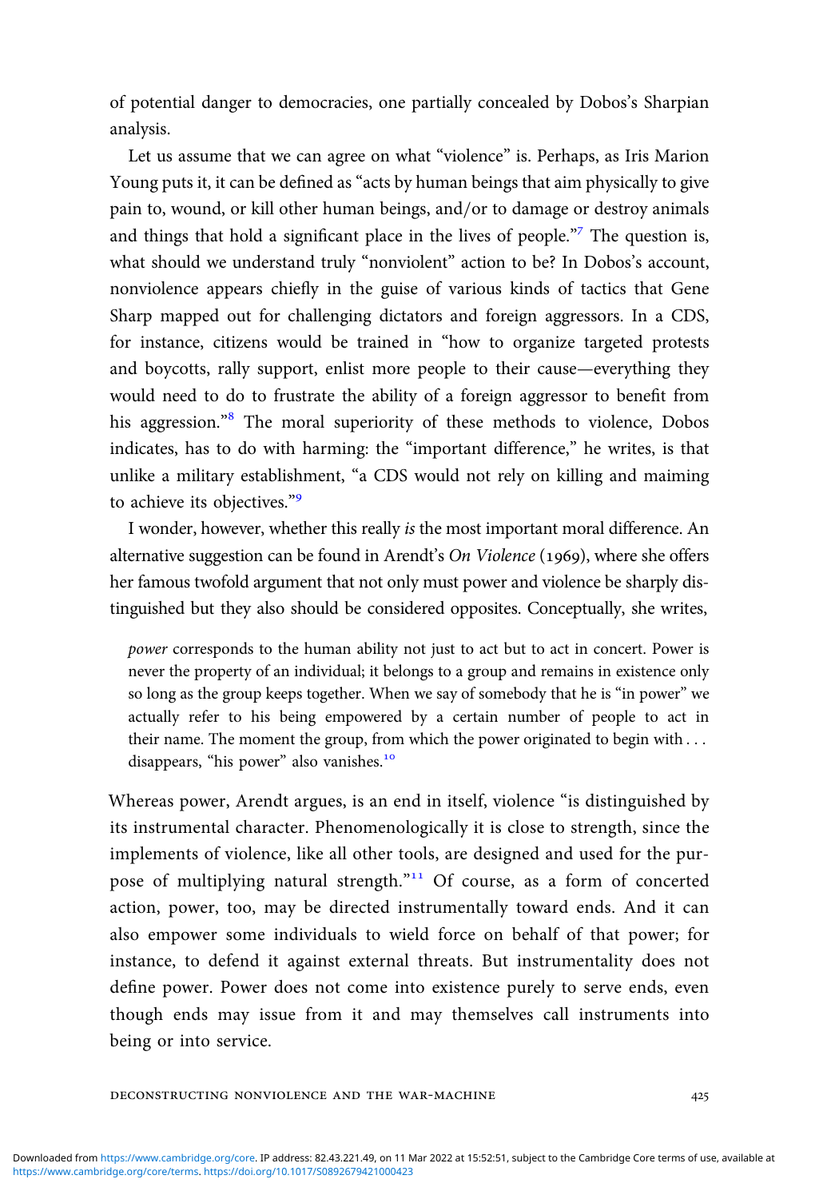of potential danger to democracies, one partially concealed by Dobos's Sharpian analysis.

Let us assume that we can agree on what "violence" is. Perhaps, as Iris Marion Young puts it, it can be defined as "acts by human beings that aim physically to give pain to, wound, or kill other human beings, and/or to damage or destroy animals and things that hold a significant place in the lives of people."[7] The question is, what should we understand truly "nonviolent" action to be? In Dobos's account, nonviolence appears chiefly in the guise of various kinds of tactics that Gene Sharp mapped out for challenging dictators and foreign aggressors. In a CDS, for instance, citizens would be trained in "how to organize targeted protests and boycotts, rally support, enlist more people to their cause—everything they would need to do to frustrate the ability of a foreign aggressor to benefit from his aggression."[8] The moral superiority of these methods to violence, Dobos indicates, has to do with harming: the "important difference," he writes, is that unlike a military establishment, "a CDS would not rely on killing and maiming to achieve its objectives."[9]

I wonder, however, whether this really *is* the most important moral difference. An alternative suggestion can be found in Arendt's *On Violence* (1969), where she offers her famous twofold argument that not only must power and violence be sharply distinguished but they also should be considered opposites. Conceptually, she writes,

> *power* corresponds to the human ability not just to act but to act in concert. Power is never the property of an individual; it belongs to a group and remains in existence only so long as the group keeps together. When we say of somebody that he is "in power" we actually refer to his being empowered by a certain number of people to act in their name. The moment the group, from which the power originated to begin with . . . disappears, "his power" also vanishes.[10]

Whereas power, Arendt argues, is an end in itself, violence "is distinguished by its instrumental character. Phenomenologically it is close to strength, since the implements of violence, like all other tools, are designed and used for the purpose of multiplying natural strength."[11] Of course, as a form of concerted action, power, too, may be directed instrumentally toward ends. And it can also empower some individuals to wield force on behalf of that power; for instance, to defend it against external threats. But instrumentality does not define power. Power does not come into existence purely to serve ends, even though ends may issue from it and may themselves call instruments into being or into service.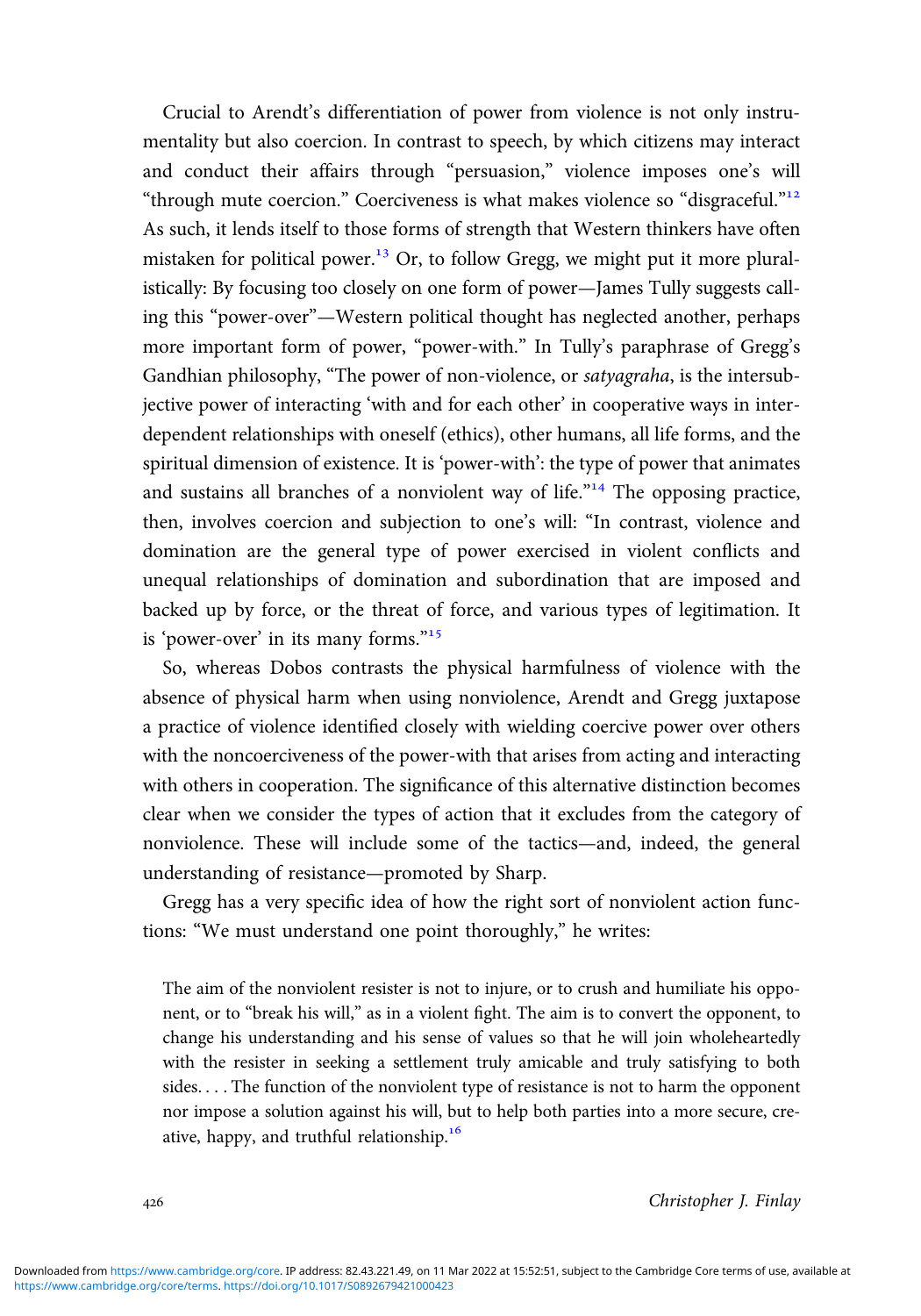Crucial to Arendt's differentiation of power from violence is not only instrumentality but also coercion. In contrast to speech, by which citizens may interact and conduct their affairs through "persuasion," violence imposes one's will "through mute coercion." Coerciveness is what makes violence so "disgraceful."[12] As such, it lends itself to those forms of strength that Western thinkers have often mistaken for political power.[13] Or, to follow Gregg, we might put it more pluralistically: By focusing too closely on one form of power—James Tully suggests calling this "power-over"—Western political thought has neglected another, perhaps more important form of power, "power-with." In Tully's paraphrase of Gregg's Gandhian philosophy, "The power of non-violence, or *satyagraha*, is the intersubjective power of interacting 'with and for each other' in cooperative ways in interdependent relationships with oneself (ethics), other humans, all life forms, and the spiritual dimension of existence. It is 'power-with': the type of power that animates and sustains all branches of a nonviolent way of life."[14] The opposing practice, then, involves coercion and subjection to one's will: "In contrast, violence and domination are the general type of power exercised in violent conflicts and unequal relationships of domination and subordination that are imposed and backed up by force, or the threat of force, and various types of legitimation. It is 'power-over' in its many forms."[15]

So, whereas Dobos contrasts the physical harmfulness of violence with the absence of physical harm when using nonviolence, Arendt and Gregg juxtapose a practice of violence identified closely with wielding coercive power over others with the noncoerciveness of the power-with that arises from acting and interacting with others in cooperation. The significance of this alternative distinction becomes clear when we consider the types of action that it excludes from the category of nonviolence. These will include some of the tactics—and, indeed, the general understanding of resistance—promoted by Sharp.

Gregg has a very specific idea of how the right sort of nonviolent action functions: "We must understand one point thoroughly," he writes:

> The aim of the nonviolent resister is not to injure, or to crush and humiliate his opponent, or to "break his will," as in a violent fight. The aim is to convert the opponent, to change his understanding and his sense of values so that he will join wholeheartedly with the resister in seeking a settlement truly amicable and truly satisfying to both sides. . . . The function of the nonviolent type of resistance is not to harm the opponent nor impose a solution against his will, but to help both parties into a more secure, creative, happy, and truthful relationship.[16]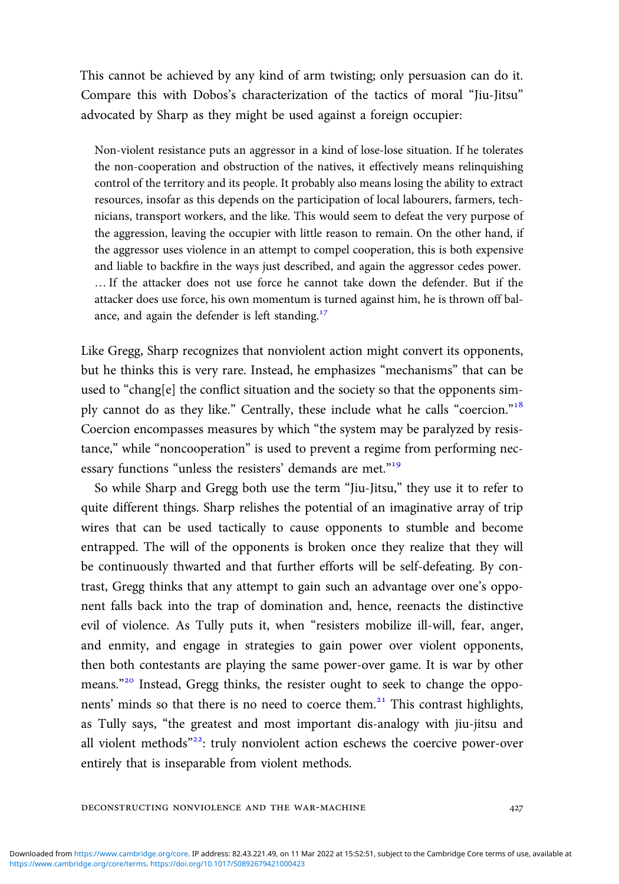This cannot be achieved by any kind of arm twisting; only persuasion can do it. Compare this with Dobos's characterization of the tactics of moral "Jiu-Jitsu" advocated by Sharp as they might be used against a foreign occupier:

> Non-violent resistance puts an aggressor in a kind of lose-lose situation. If he tolerates the non-cooperation and obstruction of the natives, it effectively means relinquishing control of the territory and its people. It probably also means losing the ability to extract resources, insofar as this depends on the participation of local labourers, farmers, technicians, transport workers, and the like. This would seem to defeat the very purpose of the aggression, leaving the occupier with little reason to remain. On the other hand, if the aggressor uses violence in an attempt to compel cooperation, this is both expensive and liable to backfire in the ways just described, and again the aggressor cedes power. … If the attacker does not use force he cannot take down the defender. But if the attacker does use force, his own momentum is turned against him, he is thrown off balance, and again the defender is left standing.[17]

Like Gregg, Sharp recognizes that nonviolent action might convert its opponents, but he thinks this is very rare. Instead, he emphasizes "mechanisms" that can be used to "chang[e] the conflict situation and the society so that the opponents simply cannot do as they like." Centrally, these include what he calls "coercion."[18] Coercion encompasses measures by which "the system may be paralyzed by resistance," while "noncooperation" is used to prevent a regime from performing necessary functions "unless the resisters' demands are met."[19]

So while Sharp and Gregg both use the term "Jiu-Jitsu," they use it to refer to quite different things. Sharp relishes the potential of an imaginative array of trip wires that can be used tactically to cause opponents to stumble and become entrapped. The will of the opponents is broken once they realize that they will be continuously thwarted and that further efforts will be self-defeating. By contrast, Gregg thinks that any attempt to gain such an advantage over one's opponent falls back into the trap of domination and, hence, reenacts the distinctive evil of violence. As Tully puts it, when "resisters mobilize ill-will, fear, anger, and enmity, and engage in strategies to gain power over violent opponents, then both contestants are playing the same power-over game. It is war by other means."[20] Instead, Gregg thinks, the resister ought to seek to change the opponents' minds so that there is no need to coerce them.[21] This contrast highlights, as Tully says, "the greatest and most important dis-analogy with jiu-jitsu and all violent methods"[22]: truly nonviolent action eschews the coercive power-over entirely that is inseparable from violent methods.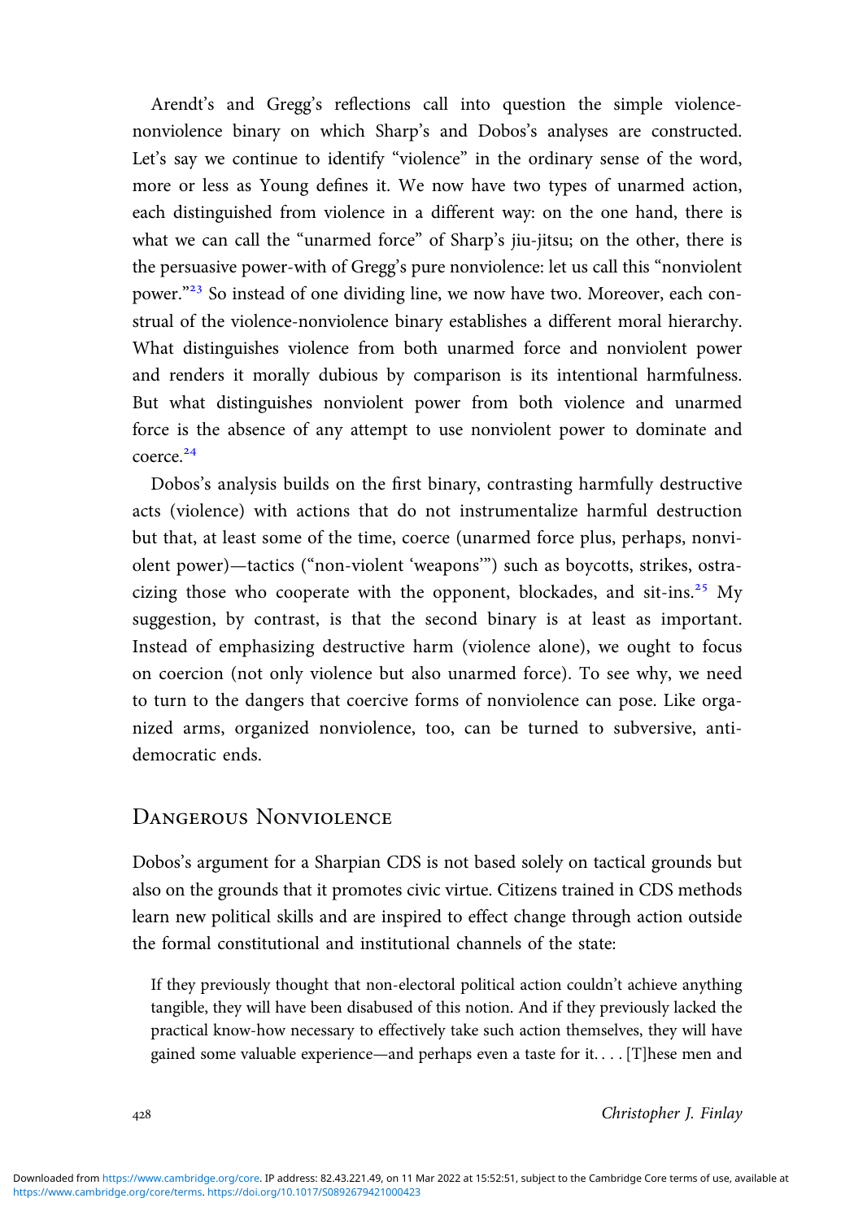Arendt's and Gregg's reflections call into question the simple violence-nonviolence binary on which Sharp's and Dobos's analyses are constructed. Let's say we continue to identify "violence" in the ordinary sense of the word, more or less as Young defines it. We now have two types of unarmed action, each distinguished from violence in a different way: on the one hand, there is what we can call the "unarmed force" of Sharp's jiu-jitsu; on the other, there is the persuasive power-with of Gregg's pure nonviolence: let us call this "nonviolent power."[23] So instead of one dividing line, we now have two. Moreover, each construal of the violence-nonviolence binary establishes a different moral hierarchy. What distinguishes violence from both unarmed force and nonviolent power and renders it morally dubious by comparison is its intentional harmfulness. But what distinguishes nonviolent power from both violence and unarmed force is the absence of any attempt to use nonviolent power to dominate and coerce.[24]

Dobos's analysis builds on the first binary, contrasting harmfully destructive acts (violence) with actions that do not instrumentalize harmful destruction but that, at least some of the time, coerce (unarmed force plus, perhaps, nonviolent power)—tactics ("non-violent 'weapons'") such as boycotts, strikes, ostracizing those who cooperate with the opponent, blockades, and sit-ins.[25] My suggestion, by contrast, is that the second binary is at least as important. Instead of emphasizing destructive harm (violence alone), we ought to focus on coercion (not only violence but also unarmed force). To see why, we need to turn to the dangers that coercive forms of nonviolence can pose. Like organized arms, organized nonviolence, too, can be turned to subversive, antidemocratic ends.

## Dangerous Nonviolence

Dobos's argument for a Sharpian CDS is not based solely on tactical grounds but also on the grounds that it promotes civic virtue. Citizens trained in CDS methods learn new political skills and are inspired to effect change through action outside the formal constitutional and institutional channels of the state:

> If they previously thought that non-electoral political action couldn't achieve anything tangible, they will have been disabused of this notion. And if they previously lacked the practical know-how necessary to effectively take such action themselves, they will have gained some valuable experience—and perhaps even a taste for it. . . . [T]hese men and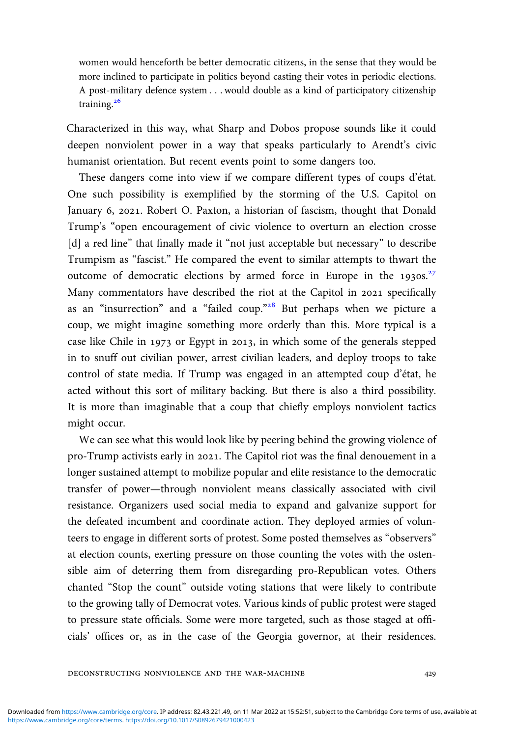> women would henceforth be better democratic citizens, in the sense that they would be more inclined to participate in politics beyond casting their votes in periodic elections. A post-military defence system . . . would double as a kind of participatory citizenship training.[26]

Characterized in this way, what Sharp and Dobos propose sounds like it could deepen nonviolent power in a way that speaks particularly to Arendt's civic humanist orientation. But recent events point to some dangers too.

These dangers come into view if we compare different types of coups d'état. One such possibility is exemplified by the storming of the U.S. Capitol on January 6, 2021. Robert O. Paxton, a historian of fascism, thought that Donald Trump's "open encouragement of civic violence to overturn an election crosse [d] a red line" that finally made it "not just acceptable but necessary" to describe Trumpism as "fascist." He compared the event to similar attempts to thwart the outcome of democratic elections by armed force in Europe in the 1930s.[27] Many commentators have described the riot at the Capitol in 2021 specifically as an "insurrection" and a "failed coup."[28] But perhaps when we picture a coup, we might imagine something more orderly than this. More typical is a case like Chile in 1973 or Egypt in 2013, in which some of the generals stepped in to snuff out civilian power, arrest civilian leaders, and deploy troops to take control of state media. If Trump was engaged in an attempted coup d'état, he acted without this sort of military backing. But there is also a third possibility. It is more than imaginable that a coup that chiefly employs nonviolent tactics might occur.

We can see what this would look like by peering behind the growing violence of pro-Trump activists early in 2021. The Capitol riot was the final denouement in a longer sustained attempt to mobilize popular and elite resistance to the democratic transfer of power—through nonviolent means classically associated with civil resistance. Organizers used social media to expand and galvanize support for the defeated incumbent and coordinate action. They deployed armies of volunteers to engage in different sorts of protest. Some posted themselves as "observers" at election counts, exerting pressure on those counting the votes with the ostensible aim of deterring them from disregarding pro-Republican votes. Others chanted "Stop the count" outside voting stations that were likely to contribute to the growing tally of Democrat votes. Various kinds of public protest were staged to pressure state officials. Some were more targeted, such as those staged at officials' offices or, as in the case of the Georgia governor, at their residences.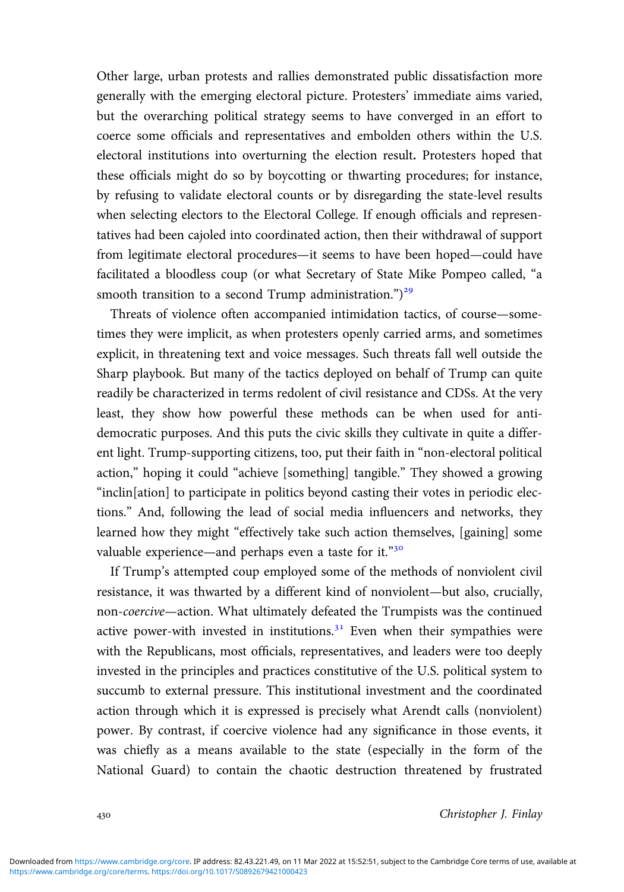Other large, urban protests and rallies demonstrated public dissatisfaction more generally with the emerging electoral picture. Protesters' immediate aims varied, but the overarching political strategy seems to have converged in an effort to coerce some officials and representatives and embolden others within the U.S. electoral institutions into overturning the election result**.** Protesters hoped that these officials might do so by boycotting or thwarting procedures; for instance, by refusing to validate electoral counts or by disregarding the state-level results when selecting electors to the Electoral College. If enough officials and representatives had been cajoled into coordinated action, then their withdrawal of support from legitimate electoral procedures—it seems to have been hoped—could have facilitated a bloodless coup (or what Secretary of State Mike Pompeo called, "a smooth transition to a second Trump administration.")[29]

Threats of violence often accompanied intimidation tactics, of course—sometimes they were implicit, as when protesters openly carried arms, and sometimes explicit, in threatening text and voice messages. Such threats fall well outside the Sharp playbook. But many of the tactics deployed on behalf of Trump can quite readily be characterized in terms redolent of civil resistance and CDSs. At the very least, they show how powerful these methods can be when used for anti-democratic purposes. And this puts the civic skills they cultivate in quite a different light. Trump-supporting citizens, too, put their faith in "non-electoral political action," hoping it could "achieve [something] tangible." They showed a growing "inclin[ation] to participate in politics beyond casting their votes in periodic elections." And, following the lead of social media influencers and networks, they learned how they might "effectively take such action themselves, [gaining] some valuable experience—and perhaps even a taste for it."[30]

If Trump's attempted coup employed some of the methods of nonviolent civil resistance, it was thwarted by a different kind of nonviolent—but also, crucially, non-*coercive*—action. What ultimately defeated the Trumpists was the continued active power-with invested in institutions.[31] Even when their sympathies were with the Republicans, most officials, representatives, and leaders were too deeply invested in the principles and practices constitutive of the U.S. political system to succumb to external pressure. This institutional investment and the coordinated action through which it is expressed is precisely what Arendt calls (nonviolent) power. By contrast, if coercive violence had any significance in those events, it was chiefly as a means available to the state (especially in the form of the National Guard) to contain the chaotic destruction threatened by frustrated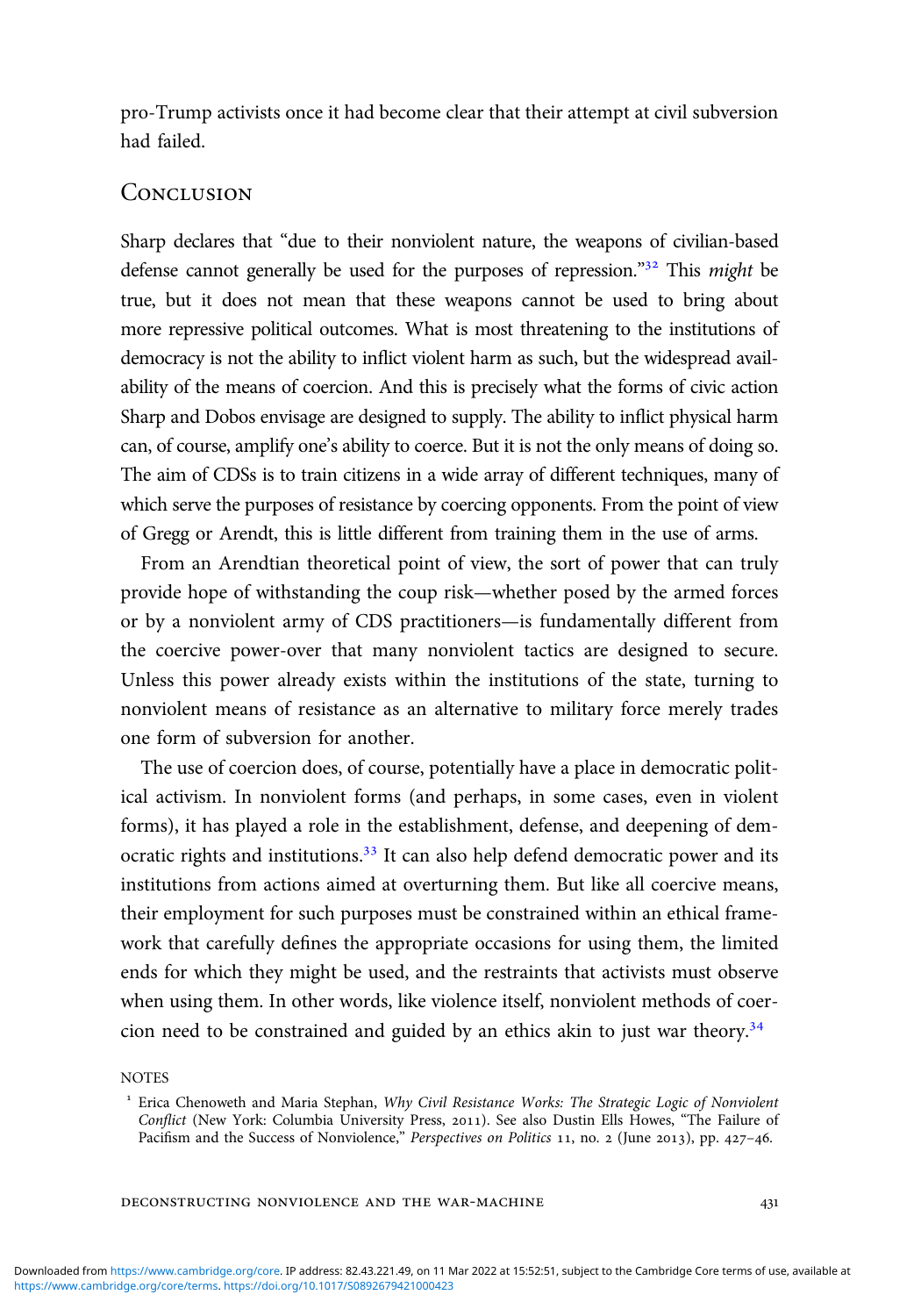pro-Trump activists once it had become clear that their attempt at civil subversion had failed.

## Conclusion

Sharp declares that "due to their nonviolent nature, the weapons of civilian-based defense cannot generally be used for the purposes of repression."[32] This *might* be true, but it does not mean that these weapons cannot be used to bring about more repressive political outcomes. What is most threatening to the institutions of democracy is not the ability to inflict violent harm as such, but the widespread availability of the means of coercion. And this is precisely what the forms of civic action Sharp and Dobos envisage are designed to supply. The ability to inflict physical harm can, of course, amplify one's ability to coerce. But it is not the only means of doing so. The aim of CDSs is to train citizens in a wide array of different techniques, many of which serve the purposes of resistance by coercing opponents. From the point of view of Gregg or Arendt, this is little different from training them in the use of arms.

From an Arendtian theoretical point of view, the sort of power that can truly provide hope of withstanding the coup risk—whether posed by the armed forces or by a nonviolent army of CDS practitioners—is fundamentally different from the coercive power-over that many nonviolent tactics are designed to secure. Unless this power already exists within the institutions of the state, turning to nonviolent means of resistance as an alternative to military force merely trades one form of subversion for another.

The use of coercion does, of course, potentially have a place in democratic political activism. In nonviolent forms (and perhaps, in some cases, even in violent forms), it has played a role in the establishment, defense, and deepening of democratic rights and institutions.[33] It can also help defend democratic power and its institutions from actions aimed at overturning them. But like all coercive means, their employment for such purposes must be constrained within an ethical framework that carefully defines the appropriate occasions for using them, the limited ends for which they might be used, and the restraints that activists must observe when using them. In other words, like violence itself, nonviolent methods of coercion need to be constrained and guided by an ethics akin to just war theory.[34]

NOTES

[1] Erica Chenoweth and Maria Stephan, *Why Civil Resistance Works: The Strategic Logic of Nonviolent Conflict* (New York: Columbia University Press, 2011). See also Dustin Ells Howes, "The Failure of Pacifism and the Success of Nonviolence," *Perspectives on Politics* 11, no. 2 (June 2013), pp. 427–46.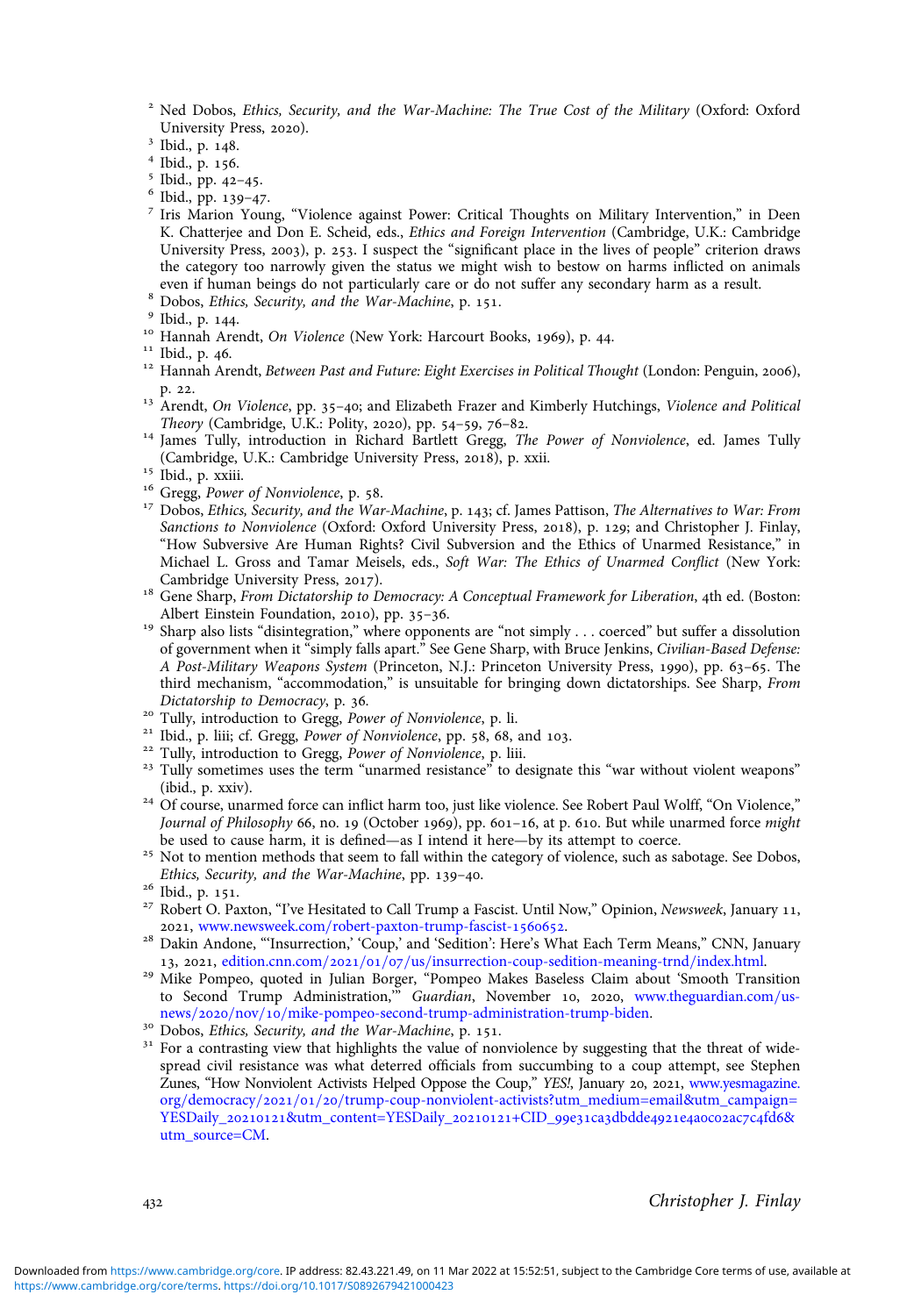[2] Ned Dobos, *Ethics, Security, and the War-Machine: The True Cost of the Military* (Oxford: Oxford University Press, 2020).

[3] Ibid., p. 148.

[4] Ibid., p. 156.

[5] Ibid., pp. 42–45.

[6] Ibid., pp. 139–47.

[7] Iris Marion Young, "Violence against Power: Critical Thoughts on Military Intervention," in Deen K. Chatterjee and Don E. Scheid, eds., *Ethics and Foreign Intervention* (Cambridge, U.K.: Cambridge University Press, 2003), p. 253. I suspect the "significant place in the lives of people" criterion draws the category too narrowly given the status we might wish to bestow on harms inflicted on animals even if human beings do not particularly care or do not suffer any secondary harm as a result.

[8] Dobos, *Ethics, Security, and the War-Machine*, p. 151.

[9] Ibid., p. 144.

[10] Hannah Arendt, *On Violence* (New York: Harcourt Books, 1969), p. 44.

[11] Ibid., p. 46.

[12] Hannah Arendt, *Between Past and Future: Eight Exercises in Political Thought* (London: Penguin, 2006), p. 22.

[13] Arendt, *On Violence*, pp. 35–40; and Elizabeth Frazer and Kimberly Hutchings, *Violence and Political Theory* (Cambridge, U.K.: Polity, 2020), pp. 54–59, 76–82.

[14] James Tully, introduction in Richard Bartlett Gregg, *The Power of Nonviolence*, ed. James Tully (Cambridge, U.K.: Cambridge University Press, 2018), p. xxii.

[15] Ibid., p. xxiii.

[16] Gregg, *Power of Nonviolence*, p. 58.

[17] Dobos, *Ethics, Security, and the War-Machine*, p. 143; cf. James Pattison, *The Alternatives to War: From Sanctions to Nonviolence* (Oxford: Oxford University Press, 2018), p. 129; and Christopher J. Finlay, "How Subversive Are Human Rights? Civil Subversion and the Ethics of Unarmed Resistance," in Michael L. Gross and Tamar Meisels, eds., *Soft War: The Ethics of Unarmed Conflict* (New York: Cambridge University Press, 2017).

[18] Gene Sharp, *From Dictatorship to Democracy: A Conceptual Framework for Liberation*, 4th ed. (Boston: Albert Einstein Foundation, 2010), pp. 35–36.

[19] Sharp also lists "disintegration," where opponents are "not simply . . . coerced" but suffer a dissolution of government when it "simply falls apart." See Gene Sharp, with Bruce Jenkins, *Civilian-Based Defense: A Post-Military Weapons System* (Princeton, N.J.: Princeton University Press, 1990), pp. 63–65. The third mechanism, "accommodation," is unsuitable for bringing down dictatorships. See Sharp, *From Dictatorship to Democracy*, p. 36.

[20] Tully, introduction to Gregg, *Power of Nonviolence*, p. li.

[21] Ibid., p. liii; cf. Gregg, *Power of Nonviolence*, pp. 58, 68, and 103.

[22] Tully, introduction to Gregg, *Power of Nonviolence*, p. liii.

[23] Tully sometimes uses the term "unarmed resistance" to designate this "war without violent weapons" (ibid., p. xxiv).

[24] Of course, unarmed force can inflict harm too, just like violence. See Robert Paul Wolff, "On Violence," *Journal of Philosophy* 66, no. 19 (October 1969), pp. 601–16, at p. 610. But while unarmed force *might* be used to cause harm, it is defined—as I intend it here—by its attempt to coerce.

[25] Not to mention methods that seem to fall within the category of violence, such as sabotage. See Dobos, *Ethics, Security, and the War-Machine*, pp. 139–40.

[26] Ibid., p. 151.

[27] Robert O. Paxton, "I've Hesitated to Call Trump a Fascist. Until Now," Opinion, *Newsweek*, January 11, 2021, www.newsweek.com/robert-paxton-trump-fascist-1560652.

[28] Dakin Andone, "'Insurrection,' 'Coup,' and 'Sedition': Here's What Each Term Means," CNN, January 13, 2021, edition.cnn.com/2021/01/07/us/insurrection-coup-sedition-meaning-trnd/index.html.

[29] Mike Pompeo, quoted in Julian Borger, "Pompeo Makes Baseless Claim about 'Smooth Transition to Second Trump Administration,'" *Guardian*, November 10, 2020, www.theguardian.com/us-news/2020/nov/10/mike-pompeo-second-trump-administration-trump-biden.

[30] Dobos, *Ethics, Security, and the War-Machine*, p. 151.

[31] For a contrasting view that highlights the value of nonviolence by suggesting that the threat of widespread civil resistance was what deterred officials from succumbing to a coup attempt, see Stephen Zunes, "How Nonviolent Activists Helped Oppose the Coup," *YES!*, January 20, 2021, www.yesmagazine.org/democracy/2021/01/20/trump-coup-nonviolent-activists?utm_medium=email&utm_campaign=YESDaily_20210121&utm_content=YESDaily_20210121+CID_99e31ca3dbdde4921e4a0c02ac7c4fd6&utm_source=CM.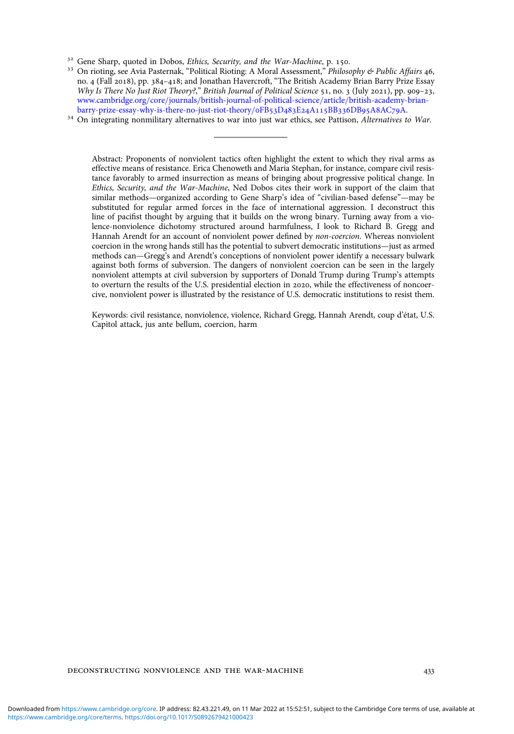[32] Gene Sharp, quoted in Dobos, *Ethics, Security, and the War-Machine*, p. 150.

[33] On rioting, see Avia Pasternak, "Political Rioting: A Moral Assessment," *Philosophy & Public Affairs* 46, no. 4 (Fall 2018), pp. 384–418; and Jonathan Havercroft, "The British Academy Brian Barry Prize Essay *Why Is There No Just Riot Theory?*," *British Journal of Political Science* 51, no. 3 (July 2021), pp. 909–23, www.cambridge.org/core/journals/british-journal-of-political-science/article/british-academy-brian-barry-prize-essay-why-is-there-no-just-riot-theory/0FB53D483E24A115BB336DB95A8AC79A.

[34] On integrating nonmilitary alternatives to war into just war ethics, see Pattison, *Alternatives to War.*

---

Abstract: Proponents of nonviolent tactics often highlight the extent to which they rival arms as effective means of resistance. Erica Chenoweth and Maria Stephan, for instance, compare civil resistance favorably to armed insurrection as means of bringing about progressive political change. In *Ethics, Security, and the War-Machine*, Ned Dobos cites their work in support of the claim that similar methods—organized according to Gene Sharp's idea of "civilian-based defense"—may be substituted for regular armed forces in the face of international aggression. I deconstruct this line of pacifist thought by arguing that it builds on the wrong binary. Turning away from a violence-nonviolence dichotomy structured around harmfulness, I look to Richard B. Gregg and Hannah Arendt for an account of nonviolent power defined by *non-coercion.* Whereas nonviolent coercion in the wrong hands still has the potential to subvert democratic institutions—just as armed methods can—Gregg's and Arendt's conceptions of nonviolent power identify a necessary bulwark against both forms of subversion. The dangers of nonviolent coercion can be seen in the largely nonviolent attempts at civil subversion by supporters of Donald Trump during Trump's attempts to overturn the results of the U.S. presidential election in 2020, while the effectiveness of noncoercive, nonviolent power is illustrated by the resistance of U.S. democratic institutions to resist them.

Keywords: civil resistance, nonviolence, violence, Richard Gregg, Hannah Arendt, coup d'état, U.S. Capitol attack, jus ante bellum, coercion, harm